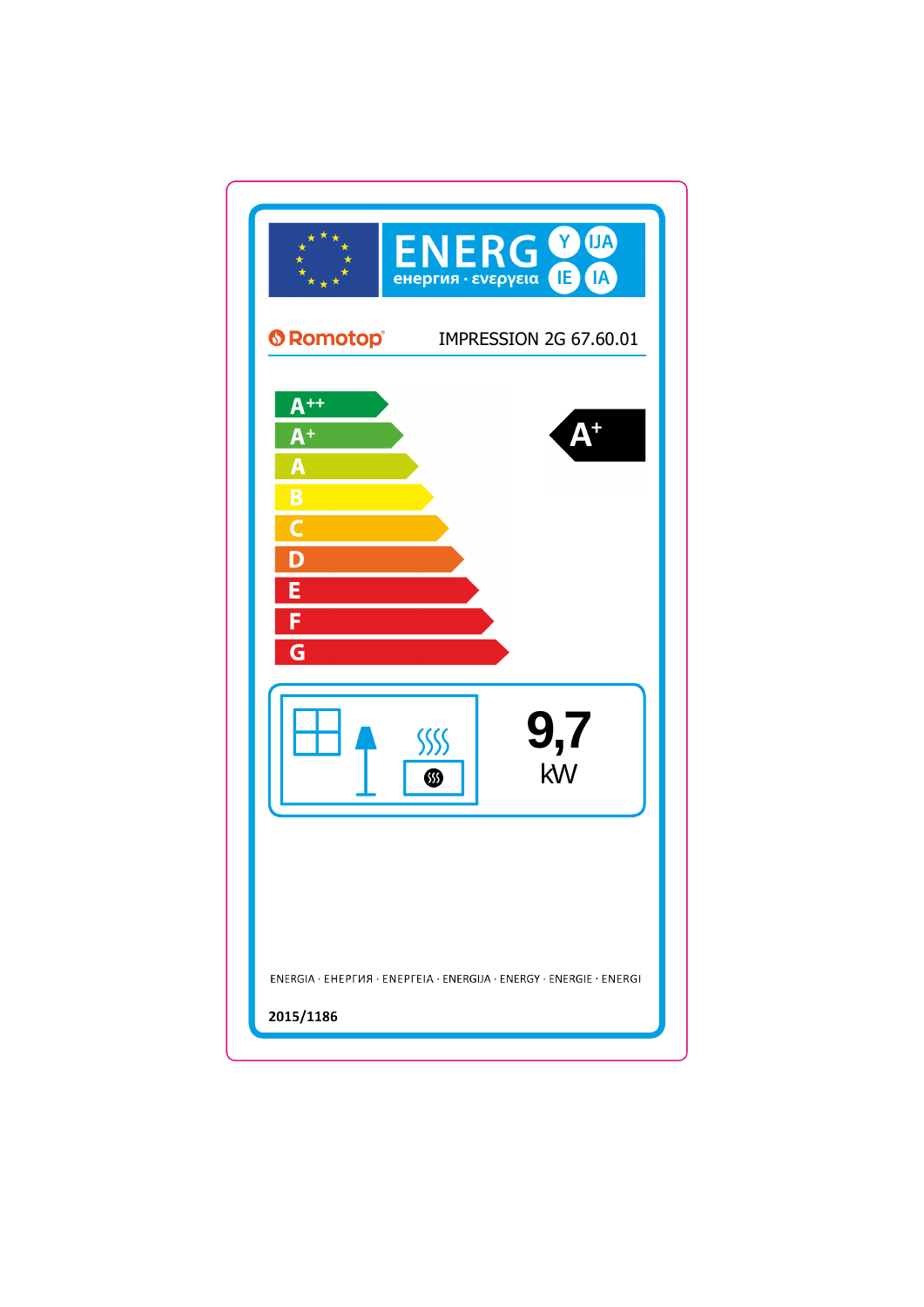ENERG Y IJA IE IA

енергия · ενεργεια

Romotop IMPRESSION 2G 67.60.01

A++

A+

A

B

C

D

E

F

G

**A+**

**9,7** kW

ENERGIA · ЕНЕРГИЯ · ΕΝΕΡΓΕΙΑ · ENERGIJA · ENERGY · ENERGIE · ENERGI

2015/1186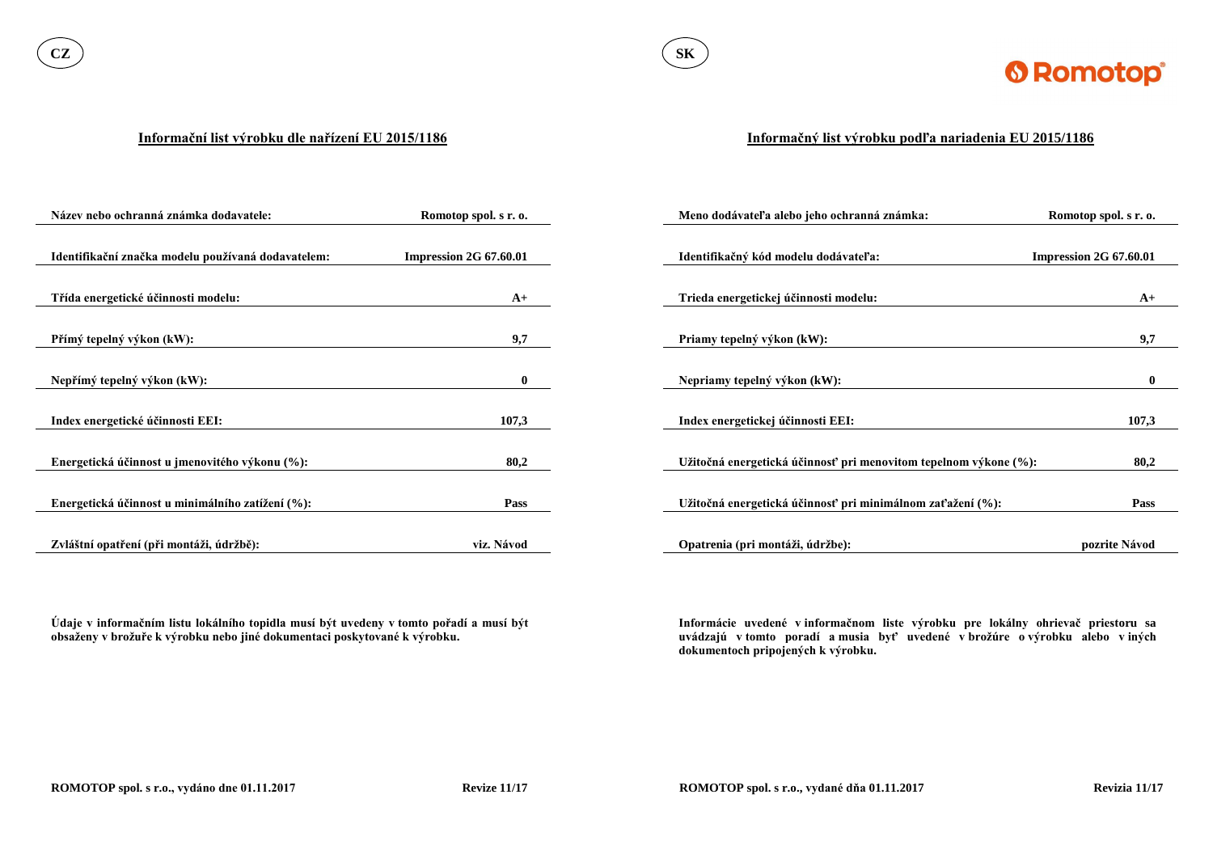CZ

## Informační list výrobku dle nařízení EU 2015/1186

| | |
|---|---|
| **Název nebo ochranná známka dodavatele:** | **Romotop spol. s r. o.** |
| **Identifikační značka modelu používaná dodavatelem:** | **Impression 2G 67.60.01** |
| **Třída energetické účinnosti modelu:** | **A+** |
| **Přímý tepelný výkon (kW):** | **9,7** |
| **Nepřímý tepelný výkon (kW):** | **0** |
| **Index energetické účinnosti EEI:** | **107,3** |
| **Energetická účinnost u jmenovitého výkonu (%):** | **80,2** |
| **Energetická účinnost u minimálního zatížení (%):** | **Pass** |
| **Zvláštní opatření (při montáži, údržbě):** | **viz. Návod** |

**Údaje v informačním listu lokálního topidla musí být uvedeny v tomto pořadí a musí být obsaženy v brožuře k výrobku nebo jiné dokumentaci poskytované k výrobku.**

**ROMOTOP spol. s r.o., vydáno dne 01.11.2017** **Revize 11/17**

SK

## Informačný list výrobku podľa nariadenia EU 2015/1186

| | |
|---|---|
| **Meno dodávateľa alebo jeho ochranná známka:** | **Romotop spol. s r. o.** |
| **Identifikačný kód modelu dodávateľa:** | **Impression 2G 67.60.01** |
| **Trieda energetickej účinnosti modelu:** | **A+** |
| **Priamy tepelný výkon (kW):** | **9,7** |
| **Nepriamy tepelný výkon (kW):** | **0** |
| **Index energetickej účinnosti EEI:** | **107,3** |
| **Užitočná energetická účinnosť pri menovitom tepelnom výkone (%):** | **80,2** |
| **Užitočná energetická účinnosť pri minimálnom zaťažení (%):** | **Pass** |
| **Opatrenia (pri montáži, údržbe):** | **pozrite Návod** |

**Informácie uvedené v informačnom liste výrobku pre lokálny ohrievač priestoru sa uvádzajú v tomto poradí a musia byť uvedené v brožúre o výrobku alebo v iných dokumentoch pripojených k výrobku.**

**ROMOTOP spol. s r.o., vydané dňa 01.11.2017** **Revizia 11/17**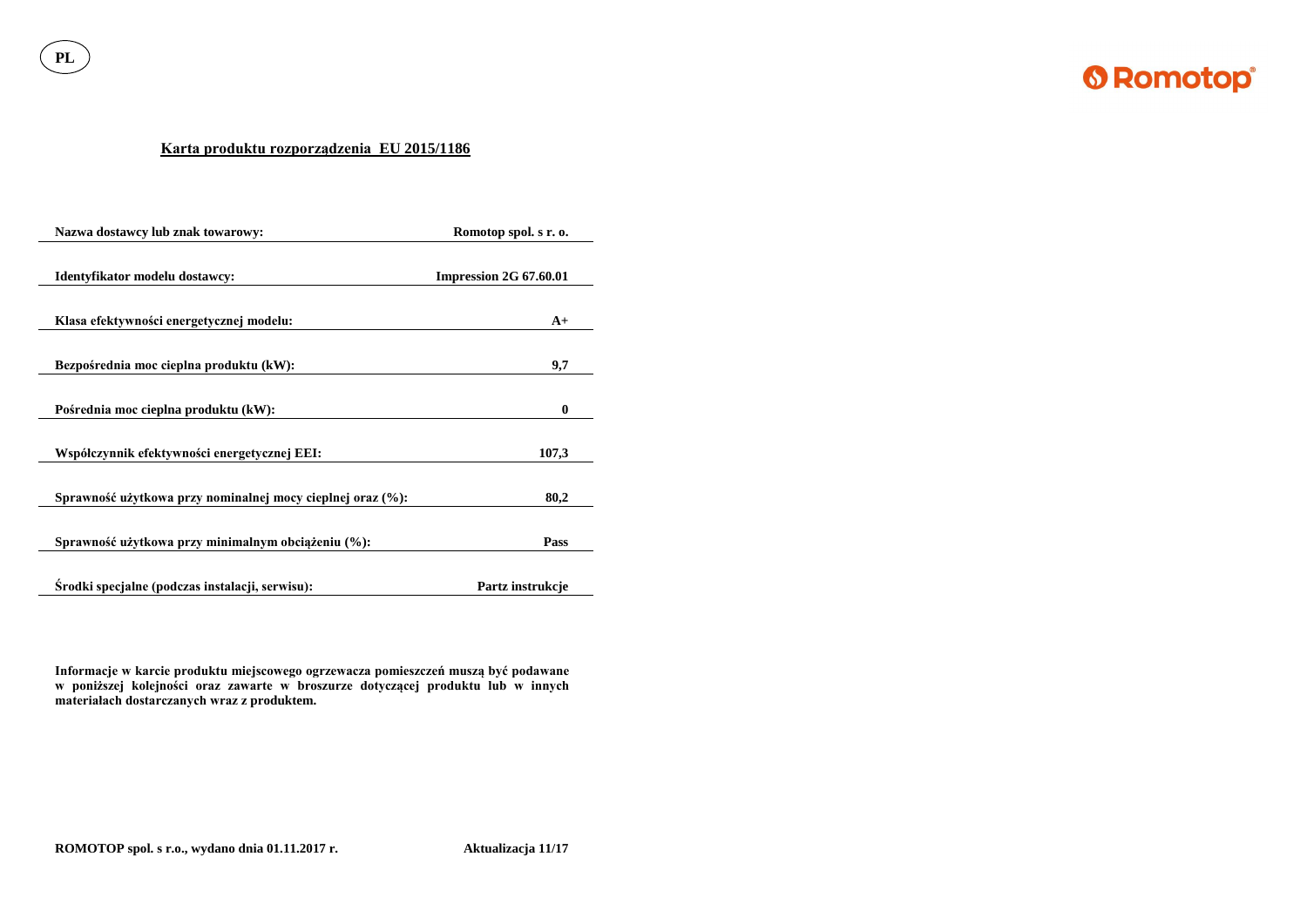PL

Romotop®

## Karta produktu rozporządzenia EU 2015/1186

| | |
|---|---|
| **Nazwa dostawcy lub znak towarowy:** | **Romotop spol. s r. o.** |
| **Identyfikator modelu dostawcy:** | **Impression 2G 67.60.01** |
| **Klasa efektywności energetycznej modelu:** | **A+** |
| **Bezpośrednia moc cieplna produktu (kW):** | **9,7** |
| **Pośrednia moc cieplna produktu (kW):** | **0** |
| **Współczynnik efektywności energetycznej EEI:** | **107,3** |
| **Sprawność użytkowa przy nominalnej mocy cieplnej oraz (%):** | **80,2** |
| **Sprawność użytkowa przy minimalnym obciążeniu (%):** | **Pass** |
| **Środki specjalne (podczas instalacji, serwisu):** | **Partz instrukcje** |

**Informacje w karcie produktu miejscowego ogrzewacza pomieszczeń muszą być podawane w poniższej kolejności oraz zawarte w broszurze dotyczącej produktu lub w innych materiałach dostarczanych wraz z produktem.**

**ROMOTOP spol. s r.o., wydano dnia 01.11.2017 r.** **Aktualizacja 11/17**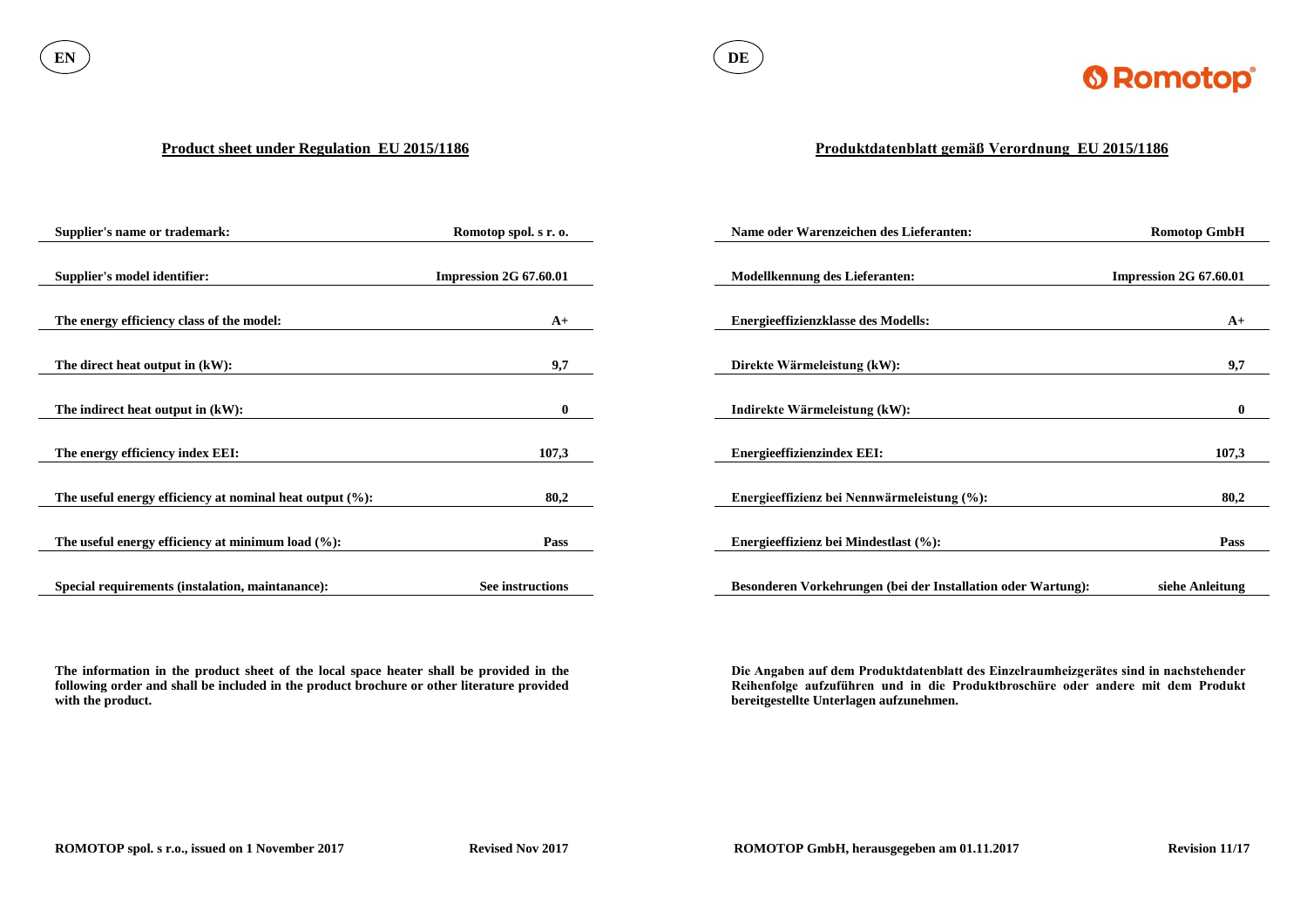EN

## Product sheet under Regulation EU 2015/1186

| | |
|---|---|
| **Supplier's name or trademark:** | **Romotop spol. s r. o.** |
| **Supplier's model identifier:** | **Impression 2G 67.60.01** |
| **The energy efficiency class of the model:** | **A+** |
| **The direct heat output in (kW):** | **9,7** |
| **The indirect heat output in (kW):** | **0** |
| **The energy efficiency index EEI:** | **107,3** |
| **The useful energy efficiency at nominal heat output (%):** | **80,2** |
| **The useful energy efficiency at minimum load (%):** | **Pass** |
| **Special requirements (instalation, maintanance):** | **See instructions** |

**The information in the product sheet of the local space heater shall be provided in the following order and shall be included in the product brochure or other literature provided with the product.**

**ROMOTOP spol. s r.o., issued on 1 November 2017** **Revised Nov 2017**

DE

Romotop

## Produktdatenblatt gemäß Verordnung EU 2015/1186

| | |
|---|---|
| **Name oder Warenzeichen des Lieferanten:** | **Romotop GmbH** |
| **Modellkennung des Lieferanten:** | **Impression 2G 67.60.01** |
| **Energieeffizienzklasse des Modells:** | **A+** |
| **Direkte Wärmeleistung (kW):** | **9,7** |
| **Indirekte Wärmeleistung (kW):** | **0** |
| **Energieeffizienzindex EEI:** | **107,3** |
| **Energieeffizienz bei Nennwärmeleistung (%):** | **80,2** |
| **Energieeffizienz bei Mindestlast (%):** | **Pass** |
| **Besonderen Vorkehrungen (bei der Installation oder Wartung):** | **siehe Anleitung** |

**Die Angaben auf dem Produktdatenblatt des Einzelraumheizgerätes sind in nachstehender Reihenfolge aufzuführen und in die Produktbroschüre oder andere mit dem Produkt bereitgestellte Unterlagen aufzunehmen.**

**ROMOTOP GmbH, herausgegeben am 01.11.2017** **Revision 11/17**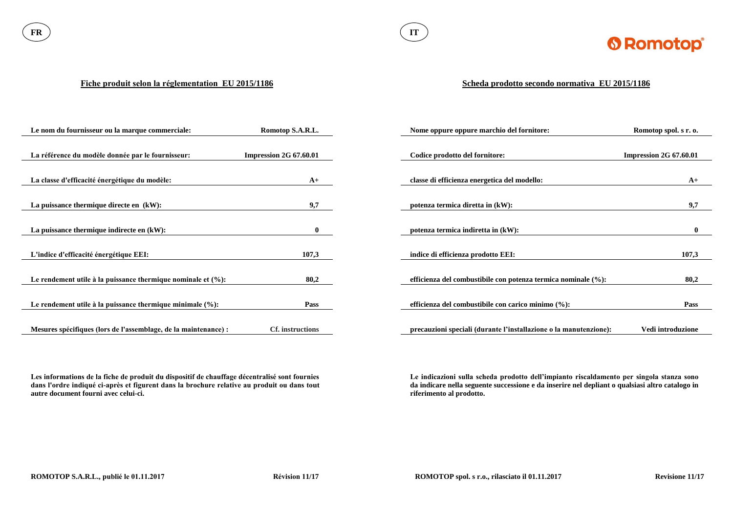FR

## Fiche produit selon la réglementation EU 2015/1186

| | |
|---|---|
| **Le nom du fournisseur ou la marque commerciale:** | **Romotop S.A.R.L.** |
| **La référence du modèle donnée par le fournisseur:** | **Impression 2G 67.60.01** |
| **La classe d'efficacité énergétique du modèle:** | **A+** |
| **La puissance thermique directe en (kW):** | **9,7** |
| **La puissance thermique indirecte en (kW):** | **0** |
| **L'indice d'efficacité énergétique EEI:** | **107,3** |
| **Le rendement utile à la puissance thermique nominale et (%):** | **80,2** |
| **Le rendement utile à la puissance thermique minimale (%):** | **Pass** |
| **Mesures spécifiques (lors de l'assemblage, de la maintenance) :** | **Cf. instructions** |

**Les informations de la fiche de produit du dispositif de chauffage décentralisé sont fournies dans l'ordre indiqué ci-après et figurent dans la brochure relative au produit ou dans tout autre document fourni avec celui-ci.**

**ROMOTOP S.A.R.L., publié le 01.11.2017** **Révision 11/17**

IT

Romotop

## Scheda prodotto secondo normativa EU 2015/1186

| | |
|---|---|
| **Nome oppure oppure marchio del fornitore:** | **Romotop spol. s r. o.** |
| **Codice prodotto del fornitore:** | **Impression 2G 67.60.01** |
| **classe di efficienza energetica del modello:** | **A+** |
| **potenza termica diretta in (kW):** | **9,7** |
| **potenza termica indiretta in (kW):** | **0** |
| **indice di efficienza prodotto EEI:** | **107,3** |
| **efficienza del combustibile con potenza termica nominale (%):** | **80,2** |
| **efficienza del combustibile con carico minimo (%):** | **Pass** |
| **precauzioni speciali (durante l'installazione o la manutenzione):** | **Vedi introduzione** |

**Le indicazioni sulla scheda prodotto dell'impianto riscaldamento per singola stanza sono da indicare nella seguente successione e da inserire nel depliant o qualsiasi altro catalogo in riferimento al prodotto.**

**ROMOTOP spol. s r.o., rilasciato il 01.11.2017** **Revisione 11/17**